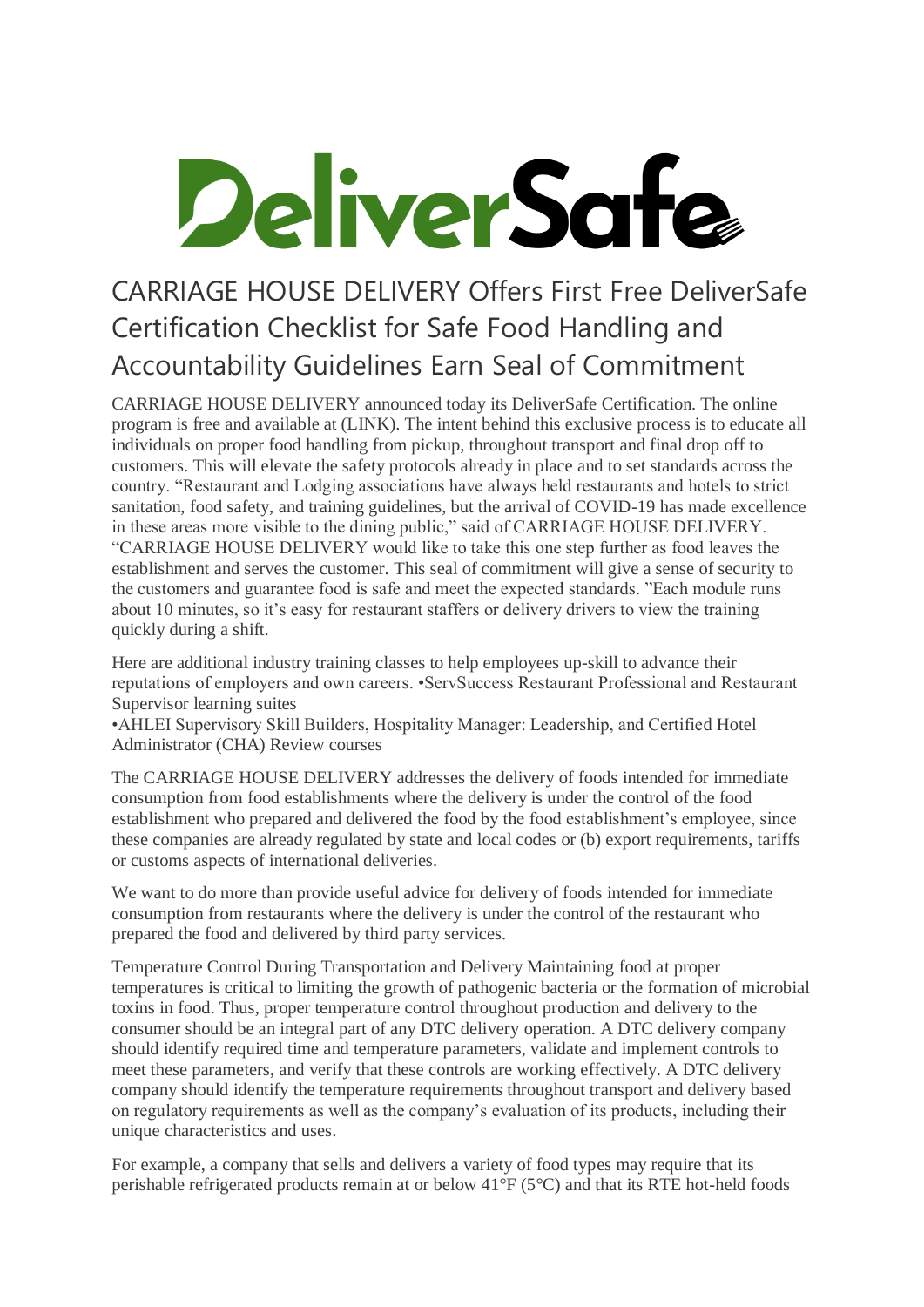# DeliverSafe

## CARRIAGE HOUSE DELIVERY Offers First Free DeliverSafe Certification Checklist for Safe Food Handling and Accountability Guidelines Earn Seal of Commitment

CARRIAGE HOUSE DELIVERY announced today its DeliverSafe Certification. The online program is free and available at (LINK). The intent behind this exclusive process is to educate all individuals on proper food handling from pickup, throughout transport and final drop off to customers. This will elevate the safety protocols already in place and to set standards across the country. "Restaurant and Lodging associations have always held restaurants and hotels to strict sanitation, food safety, and training guidelines, but the arrival of COVID-19 has made excellence in these areas more visible to the dining public," said of CARRIAGE HOUSE DELIVERY. "CARRIAGE HOUSE DELIVERY would like to take this one step further as food leaves the establishment and serves the customer. This seal of commitment will give a sense of security to the customers and guarantee food is safe and meet the expected standards. "Each module runs about 10 minutes, so it's easy for restaurant staffers or delivery drivers to view the training quickly during a shift.

Here are additional industry training classes to help employees up-skill to advance their reputations of employers and own careers. •ServSuccess Restaurant Professional and Restaurant Supervisor learning suites
•AHLEI Supervisory Skill Builders, Hospitality Manager: Leadership, and Certified Hotel Administrator (CHA) Review courses

The CARRIAGE HOUSE DELIVERY addresses the delivery of foods intended for immediate consumption from food establishments where the delivery is under the control of the food establishment who prepared and delivered the food by the food establishment's employee, since these companies are already regulated by state and local codes or (b) export requirements, tariffs or customs aspects of international deliveries.

We want to do more than provide useful advice for delivery of foods intended for immediate consumption from restaurants where the delivery is under the control of the restaurant who prepared the food and delivered by third party services.

Temperature Control During Transportation and Delivery Maintaining food at proper temperatures is critical to limiting the growth of pathogenic bacteria or the formation of microbial toxins in food. Thus, proper temperature control throughout production and delivery to the consumer should be an integral part of any DTC delivery operation. A DTC delivery company should identify required time and temperature parameters, validate and implement controls to meet these parameters, and verify that these controls are working effectively. A DTC delivery company should identify the temperature requirements throughout transport and delivery based on regulatory requirements as well as the company's evaluation of its products, including their unique characteristics and uses.

For example, a company that sells and delivers a variety of food types may require that its perishable refrigerated products remain at or below 41°F (5°C) and that its RTE hot-held foods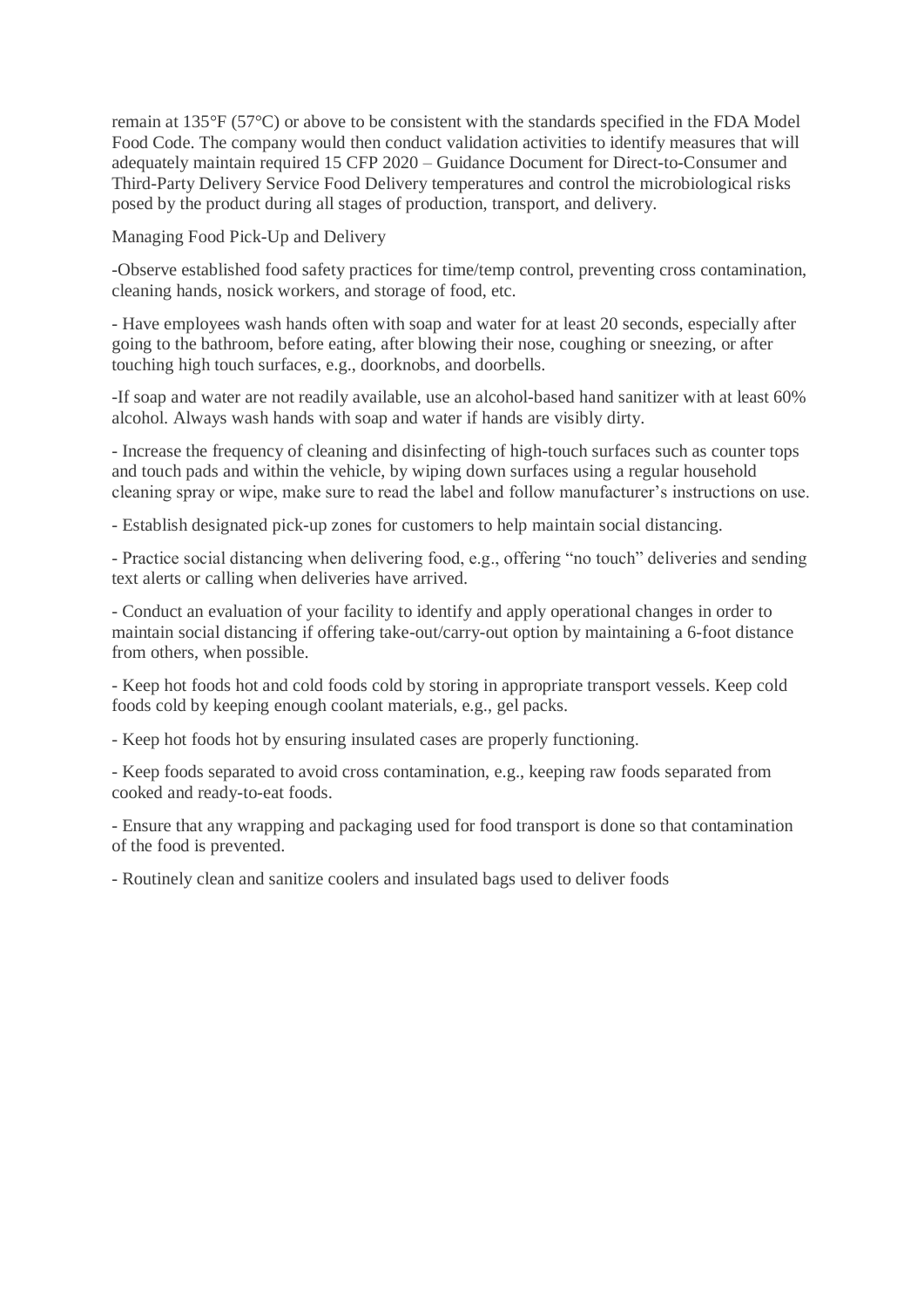remain at 135°F (57°C) or above to be consistent with the standards specified in the FDA Model Food Code. The company would then conduct validation activities to identify measures that will adequately maintain required 15 CFP 2020 – Guidance Document for Direct-to-Consumer and Third-Party Delivery Service Food Delivery temperatures and control the microbiological risks posed by the product during all stages of production, transport, and delivery.

Managing Food Pick-Up and Delivery

-Observe established food safety practices for time/temp control, preventing cross contamination, cleaning hands, nosick workers, and storage of food, etc.

- Have employees wash hands often with soap and water for at least 20 seconds, especially after going to the bathroom, before eating, after blowing their nose, coughing or sneezing, or after touching high touch surfaces, e.g., doorknobs, and doorbells.

-If soap and water are not readily available, use an alcohol-based hand sanitizer with at least 60% alcohol. Always wash hands with soap and water if hands are visibly dirty.

- Increase the frequency of cleaning and disinfecting of high-touch surfaces such as counter tops and touch pads and within the vehicle, by wiping down surfaces using a regular household cleaning spray or wipe, make sure to read the label and follow manufacturer's instructions on use.

- Establish designated pick-up zones for customers to help maintain social distancing.

- Practice social distancing when delivering food, e.g., offering "no touch" deliveries and sending text alerts or calling when deliveries have arrived.

- Conduct an evaluation of your facility to identify and apply operational changes in order to maintain social distancing if offering take-out/carry-out option by maintaining a 6-foot distance from others, when possible.

- Keep hot foods hot and cold foods cold by storing in appropriate transport vessels. Keep cold foods cold by keeping enough coolant materials, e.g., gel packs.

- Keep hot foods hot by ensuring insulated cases are properly functioning.

- Keep foods separated to avoid cross contamination, e.g., keeping raw foods separated from cooked and ready-to-eat foods.

- Ensure that any wrapping and packaging used for food transport is done so that contamination of the food is prevented.

- Routinely clean and sanitize coolers and insulated bags used to deliver foods